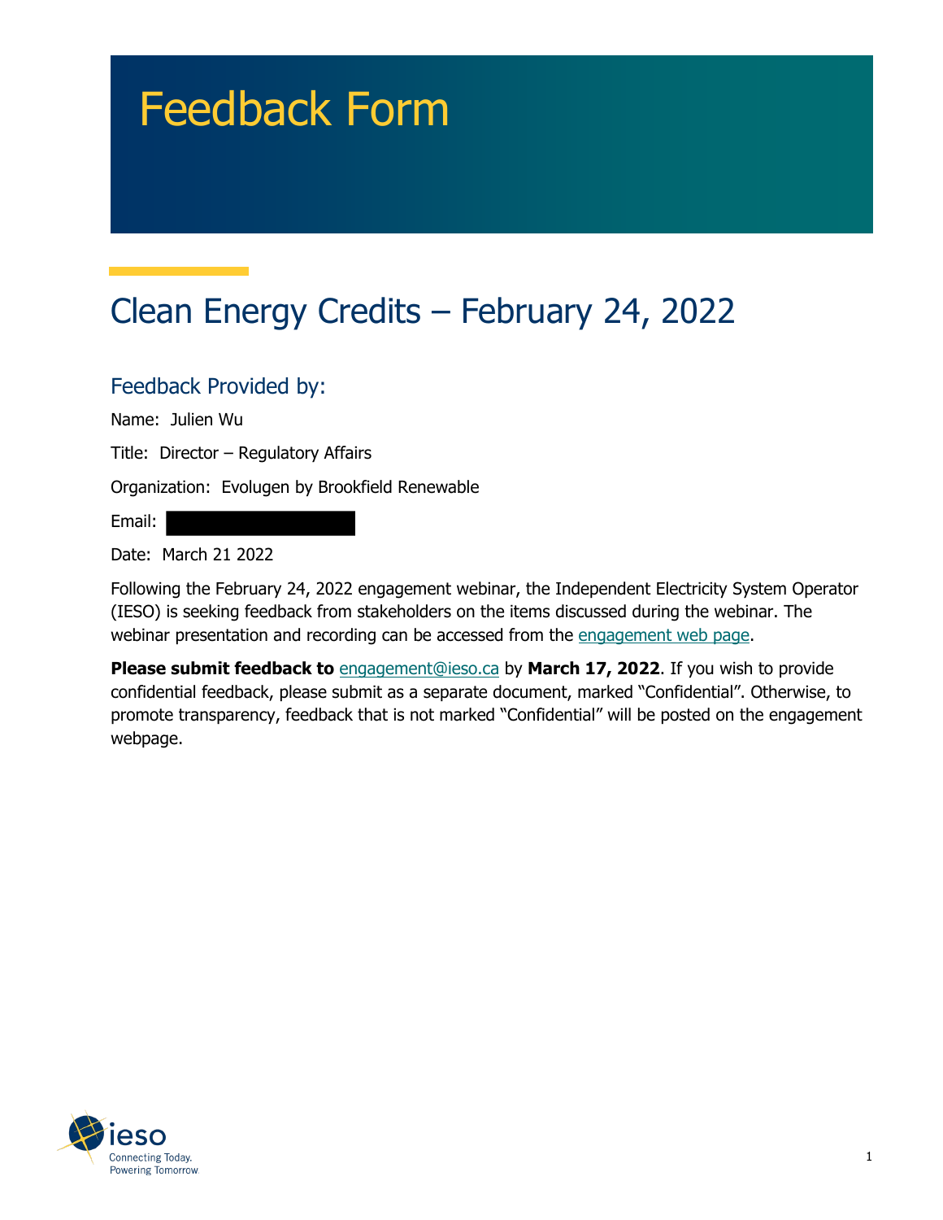# Feedback Form

## Clean Energy Credits – February 24, 2022

### Feedback Provided by:

Name: Julien Wu

Title: Director – Regulatory Affairs

Organization: Evolugen by Brookfield Renewable

Email:

Date: March 21 2022

Following the February 24, 2022 engagement webinar, the Independent Electricity System Operator (IESO) is seeking feedback from stakeholders on the items discussed during the webinar. The webinar presentation and recording can be accessed from the engagement web page.

**Please submit feedback to** engagement@ieso.ca by **March 17, 2022**. If you wish to provide confidential feedback, please submit as a separate document, marked "Confidential". Otherwise, to promote transparency, feedback that is not marked "Confidential" will be posted on the engagement webpage.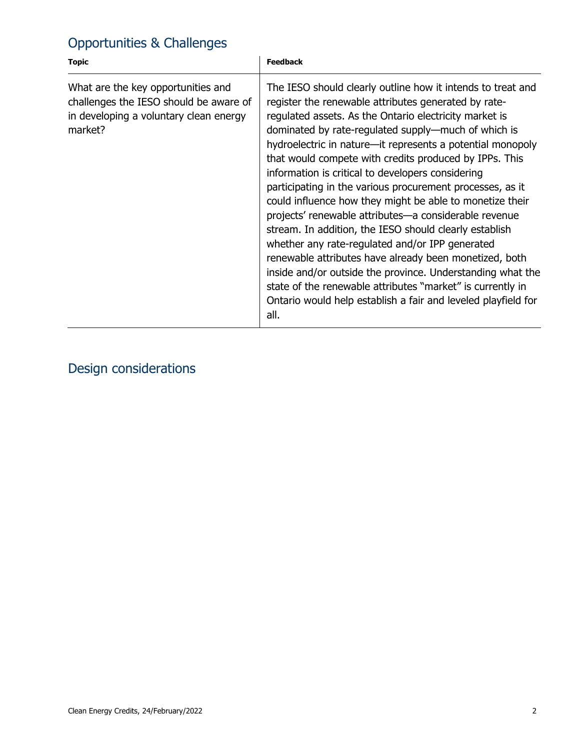## Opportunities & Challenges

| Topic | Feedback |
|---|---|
| What are the key opportunities and challenges the IESO should be aware of in developing a voluntary clean energy market? | The IESO should clearly outline how it intends to treat and register the renewable attributes generated by rate-regulated assets. As the Ontario electricity market is dominated by rate-regulated supply—much of which is hydroelectric in nature—it represents a potential monopoly that would compete with credits produced by IPPs. This information is critical to developers considering participating in the various procurement processes, as it could influence how they might be able to monetize their projects' renewable attributes—a considerable revenue stream. In addition, the IESO should clearly establish whether any rate-regulated and/or IPP generated renewable attributes have already been monetized, both inside and/or outside the province. Understanding what the state of the renewable attributes "market" is currently in Ontario would help establish a fair and leveled playfield for all. |

## Design considerations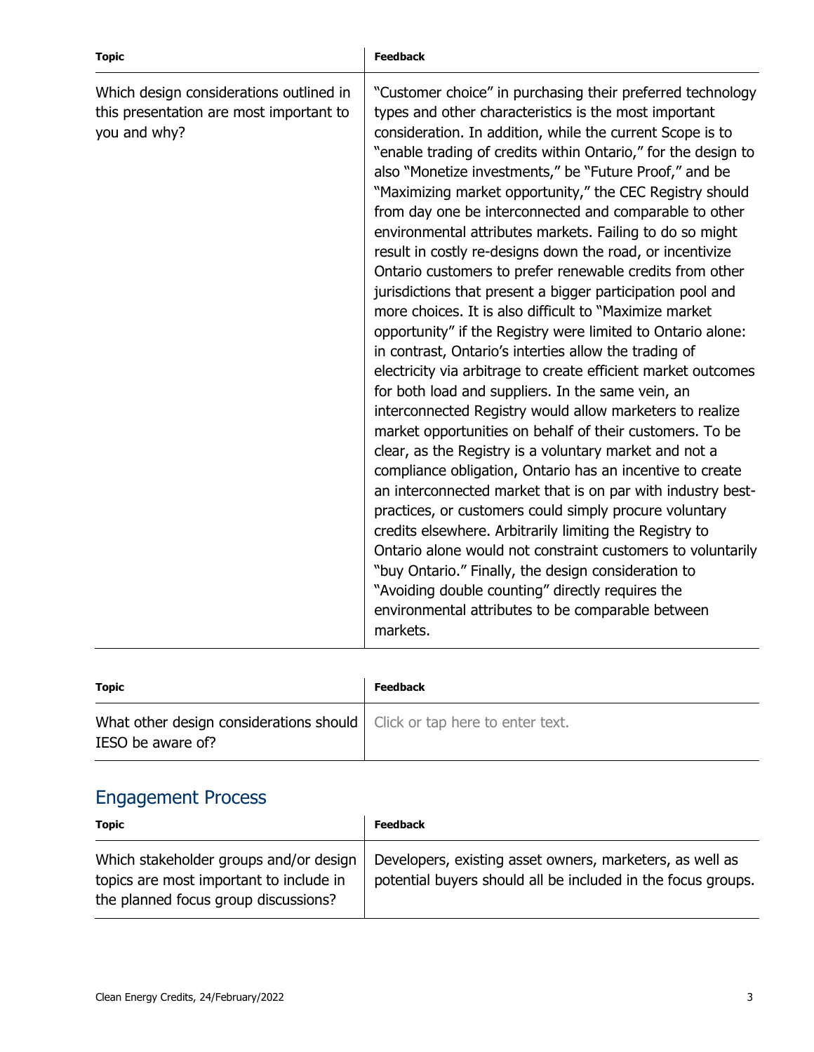| Topic | Feedback |
|---|---|
| Which design considerations outlined in this presentation are most important to you and why? | "Customer choice" in purchasing their preferred technology types and other characteristics is the most important consideration. In addition, while the current Scope is to "enable trading of credits within Ontario," for the design to also "Monetize investments," be "Future Proof," and be "Maximizing market opportunity," the CEC Registry should from day one be interconnected and comparable to other environmental attributes markets. Failing to do so might result in costly re-designs down the road, or incentivize Ontario customers to prefer renewable credits from other jurisdictions that present a bigger participation pool and more choices. It is also difficult to "Maximize market opportunity" if the Registry were limited to Ontario alone: in contrast, Ontario's interties allow the trading of electricity via arbitrage to create efficient market outcomes for both load and suppliers. In the same vein, an interconnected Registry would allow marketers to realize market opportunities on behalf of their customers. To be clear, as the Registry is a voluntary market and not a compliance obligation, Ontario has an incentive to create an interconnected market that is on par with industry best-practices, or customers could simply procure voluntary credits elsewhere. Arbitrarily limiting the Registry to Ontario alone would not constraint customers to voluntarily "buy Ontario." Finally, the design consideration to "Avoiding double counting" directly requires the environmental attributes to be comparable between markets. |

| Topic | Feedback |
|---|---|
| What other design considerations should IESO be aware of? | Click or tap here to enter text. |

## Engagement Process

| Topic | Feedback |
|---|---|
| Which stakeholder groups and/or design topics are most important to include in the planned focus group discussions? | Developers, existing asset owners, marketers, as well as potential buyers should all be included in the focus groups. |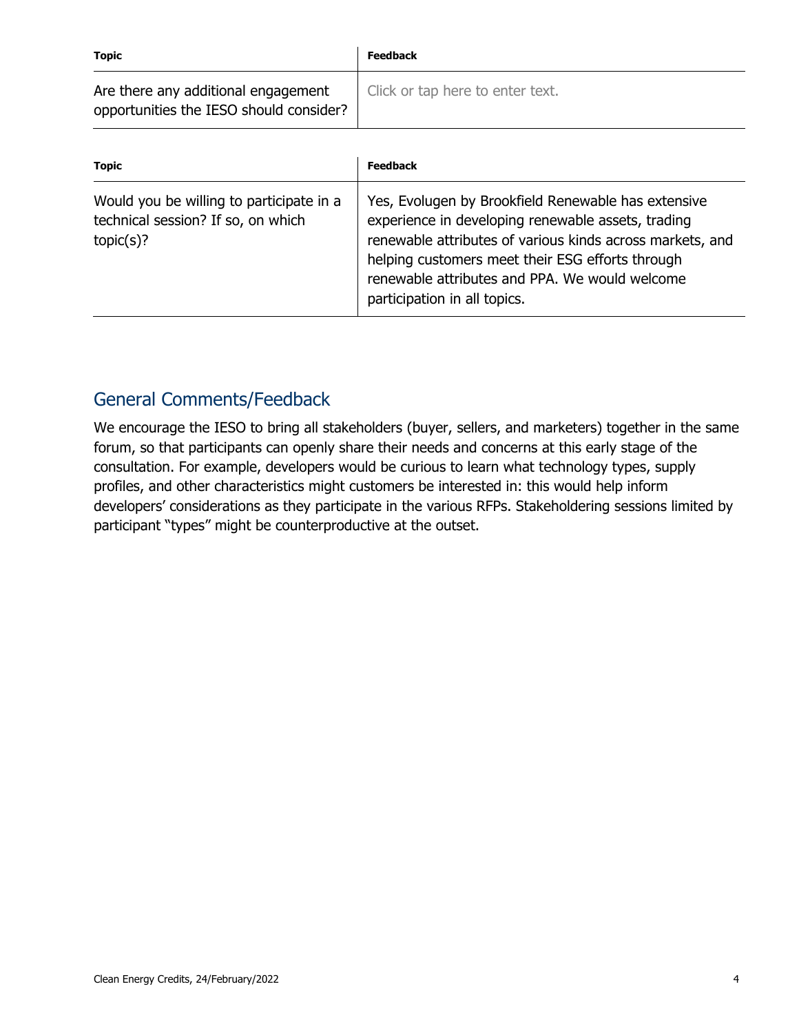| Topic | Feedback |
| --- | --- |
| Are there any additional engagement opportunities the IESO should consider? | Click or tap here to enter text. |

| Topic | Feedback |
| --- | --- |
| Would you be willing to participate in a technical session? If so, on which topic(s)? | Yes, Evolugen by Brookfield Renewable has extensive experience in developing renewable assets, trading renewable attributes of various kinds across markets, and helping customers meet their ESG efforts through renewable attributes and PPA. We would welcome participation in all topics. |

## General Comments/Feedback

We encourage the IESO to bring all stakeholders (buyer, sellers, and marketers) together in the same forum, so that participants can openly share their needs and concerns at this early stage of the consultation. For example, developers would be curious to learn what technology types, supply profiles, and other characteristics might customers be interested in: this would help inform developers' considerations as they participate in the various RFPs. Stakeholdering sessions limited by participant "types" might be counterproductive at the outset.